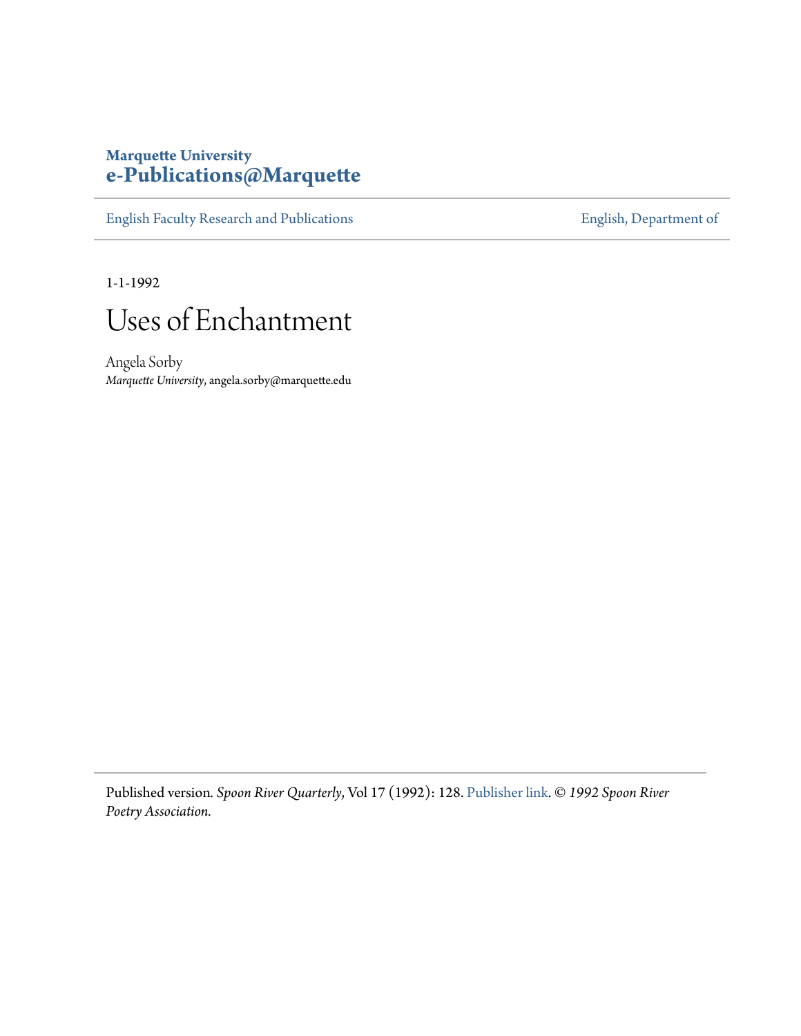Marquette University
**e-Publications@Marquette**

English Faculty Research and Publications | English, Department of

1-1-1992

# Uses of Enchantment

Angela Sorby
*Marquette University*, angela.sorby@marquette.edu

Published version. *Spoon River Quarterly*, Vol 17 (1992): 128. Publisher link. © *1992 Spoon River Poetry Association.*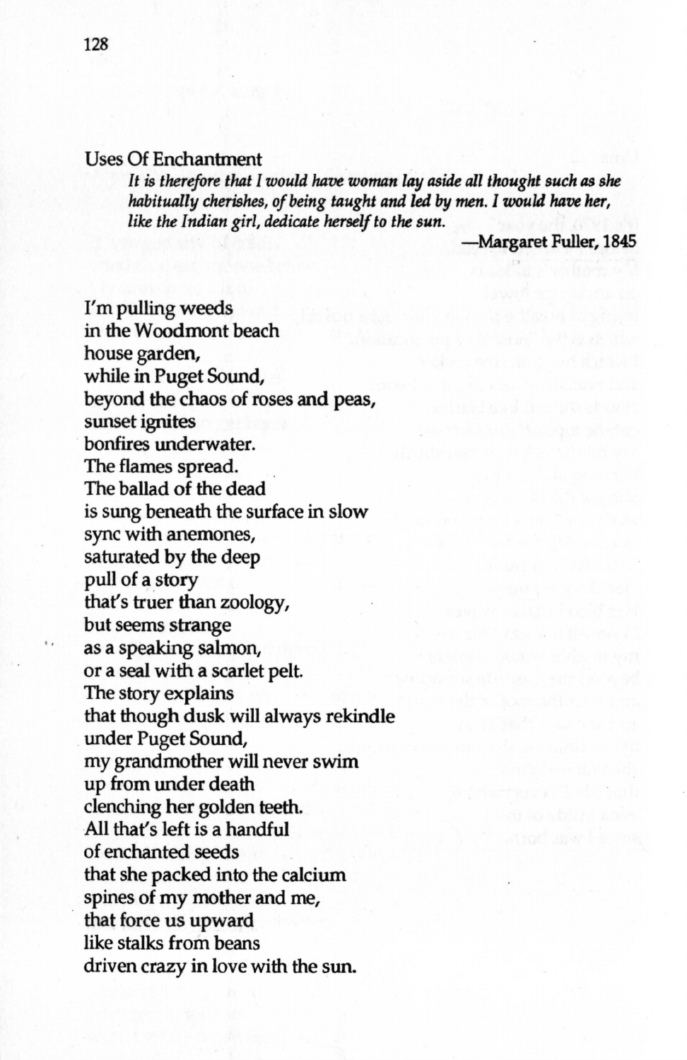## Uses Of Enchantment

*It is therefore that I would have woman lay aside all thought such as she habitually cherishes, of being taught and led by men. I would have her, like the Indian girl, dedicate herself to the sun.*

—Margaret Fuller, 1845

I'm pulling weeds  
in the Woodmont beach  
house garden,  
while in Puget Sound,  
beyond the chaos of roses and peas,  
sunset ignites  
bonfires underwater.  
The flames spread.  
The ballad of the dead  
is sung beneath the surface in slow  
sync with anemones,  
saturated by the deep  
pull of a story  
that's truer than zoology,  
but seems strange  
as a speaking salmon,  
or a seal with a scarlet pelt.  
The story explains  
that though dusk will always rekindle  
under Puget Sound,  
my grandmother will never swim  
up from under death  
clenching her golden teeth.  
All that's left is a handful  
of enchanted seeds  
that she packed into the calcium  
spines of my mother and me,  
that force us upward  
like stalks from beans  
driven crazy in love with the sun.